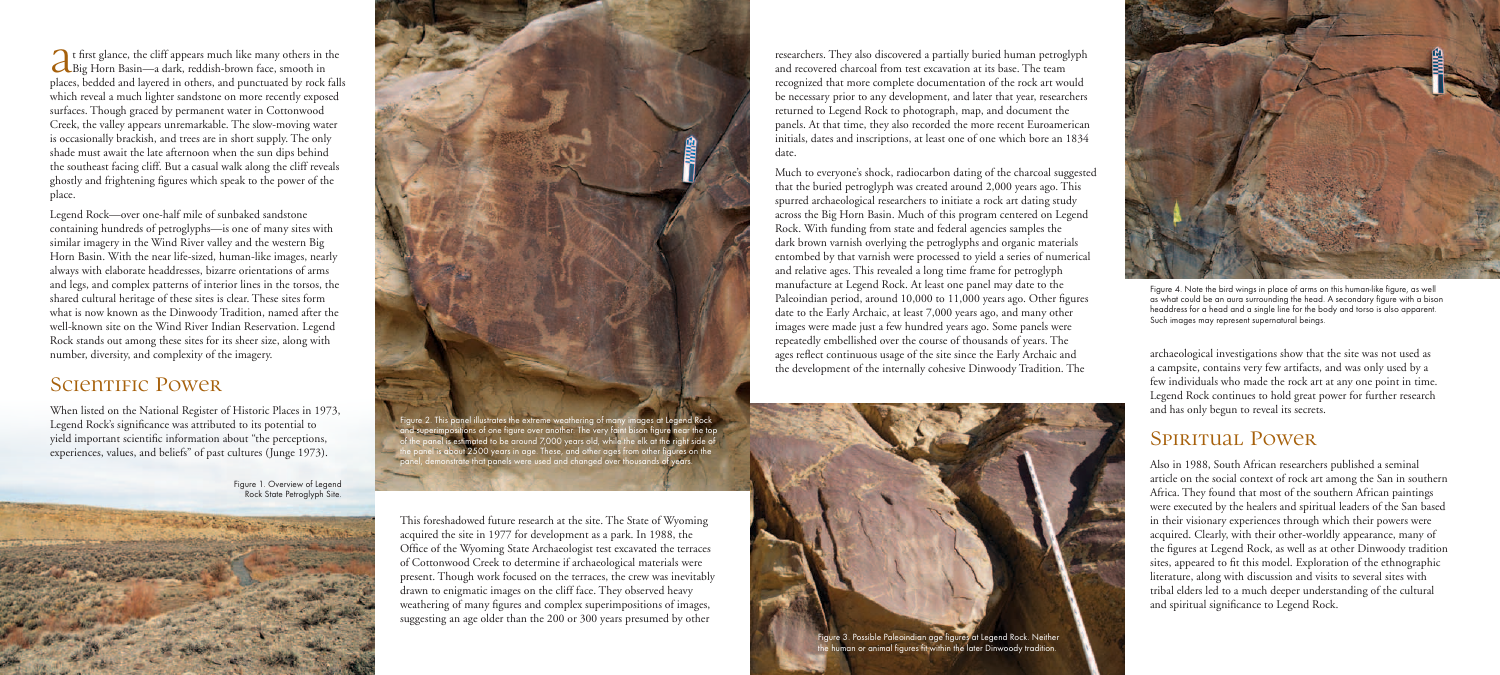At first glance, the cliff appears much like many others in the Big Horn Basin—a dark, reddish-brown face, smooth in places, bedded and layered in others, and punctuated by rock falls which reveal a much lighter sandstone on more recently exposed surfaces. Though graced by permanent water in Cottonwood Creek, the valley appears unremarkable. The slow-moving water is occasionally brackish, and trees are in short supply. The only shade must await the late afternoon when the sun dips behind the southeast facing cliff. But a casual walk along the cliff reveals ghostly and frightening figures which speak to the power of the place.

Legend Rock—over one-half mile of sunbaked sandstone containing hundreds of petroglyphs—is one of many sites with similar imagery in the Wind River valley and the western Big Horn Basin. With the near life-sized, human-like images, nearly always with elaborate headdresses, bizarre orientations of arms and legs, and complex patterns of interior lines in the torsos, the shared cultural heritage of these sites is clear. These sites form what is now known as the Dinwoody Tradition, named after the well-known site on the Wind River Indian Reservation. Legend Rock stands out among these sites for its sheer size, along with number, diversity, and complexity of the imagery.

## Scientific Power

When listed on the National Register of Historic Places in 1973, Legend Rock's significance was attributed to its potential to yield important scientific information about "the perceptions, experiences, values, and beliefs" of past cultures (Junge 1973).

Figure 1. Overview of Legend Rock State Petroglyph Site.

Figure 2. This panel illustrates the extreme weathering of many images at Legend Rock and superimpositions of one figure over another. The very faint bison figure near the top of the panel is estimated to be around 7,000 years old, while the elk at the right side of the panel is about 2,500 years in age. These, and other ages from other figures on the panel, demonstrate that panels were used and changed over thousands of years.

This foreshadowed future research at the site. The State of Wyoming acquired the site in 1977 for development as a park. In 1988, the Office of the Wyoming State Archaeologist test excavated the terraces of Cottonwood Creek to determine if archaeological materials were present. Though work focused on the terraces, the crew was inevitably drawn to enigmatic images on the cliff face. They observed heavy weathering of many figures and complex superimpositions of images, suggesting an age older than the 200 or 300 years presumed by other researchers. They also discovered a partially buried human petroglyph and recovered charcoal from test excavation at its base. The team recognized that more complete documentation of the rock art would be necessary prior to any development, and later that year, researchers returned to Legend Rock to photograph, map, and document the panels. At that time, they also recorded the more recent Euroamerican initials, dates and inscriptions, at least one of one which bore an 1834 date.

Much to everyone's shock, radiocarbon dating of the charcoal suggested that the buried petroglyph was created around 2,000 years ago. This spurred archaeological researchers to initiate a rock art dating study across the Big Horn Basin. Much of this program centered on Legend Rock. With funding from state and federal agencies samples the dark brown varnish overlying the petroglyphs and organic materials entombed by that varnish were processed to yield a series of numerical and relative ages. This revealed a long time frame for petroglyph manufacture at Legend Rock. At least one panel may date to the Paleoindian period, around 10,000 to 11,000 years ago. Other figures date to the Early Archaic, at least 7,000 years ago, and many other images were made just a few hundred years ago. Some panels were repeatedly embellished over the course of thousands of years. The ages reflect continuous usage of the site since the Early Archaic and the development of the internally cohesive Dinwoody Tradition. The archaeological investigations show that the site was not used as a campsite, contains very few artifacts, and was only used by a few individuals who made the rock art at any one point in time. Legend Rock continues to hold great power for further research and has only begun to reveal its secrets.

Figure 3. Possible Paleoindian age figures at Legend Rock. Neither the human or animal figures fit within the later Dinwoody tradition.

Figure 4. Note the bird wings in place of arms on this human-like figure, as well as what could be an aura surrounding the head. A secondary figure with a bison headdress for a head and a single line for the body and torso is also apparent. Such images may represent supernatural beings.

## Spiritual Power

Also in 1988, South African researchers published a seminal article on the social context of rock art among the San in southern Africa. They found that most of the southern African paintings were executed by the healers and spiritual leaders of the San based in their visionary experiences through which their powers were acquired. Clearly, with their other-worldly appearance, many of the figures at Legend Rock, as well as at other Dinwoody tradition sites, appeared to fit this model. Exploration of the ethnographic literature, along with discussion and visits to several sites with tribal elders led to a much deeper understanding of the cultural and spiritual significance to Legend Rock.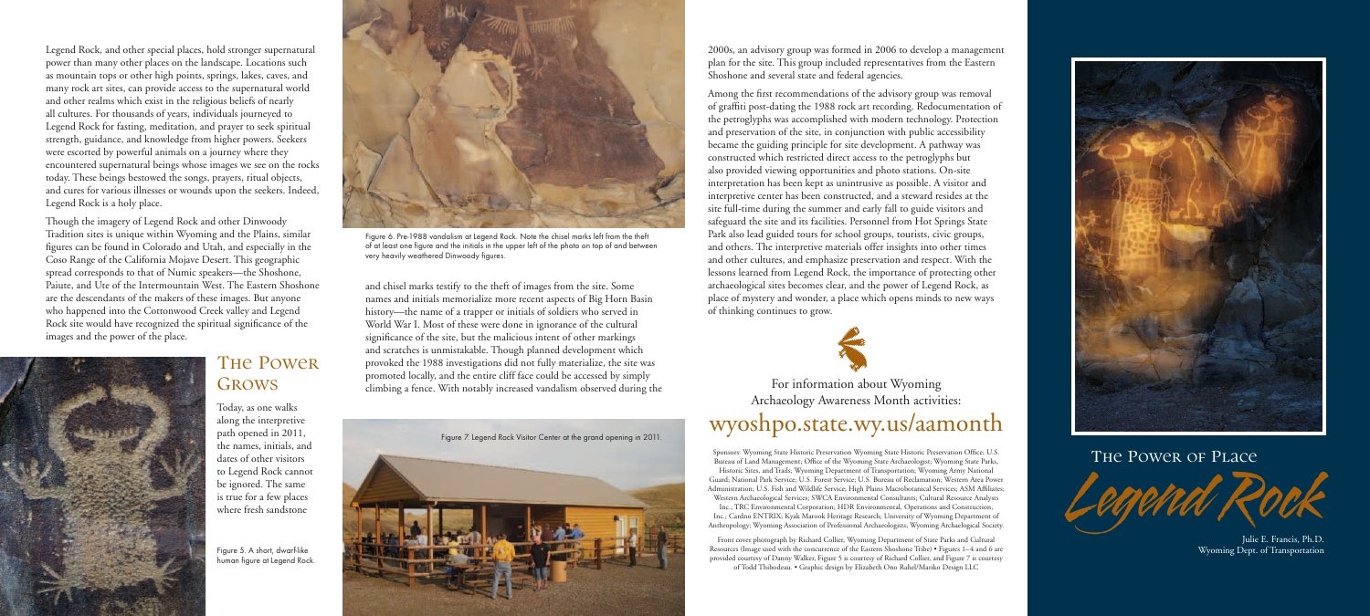Legend Rock, and other special places, hold stronger supernatural power than many other places on the landscape. Locations such as mountain tops or other high points, springs, lakes, caves, and many rock art sites, can provide access to the supernatural world and other realms which exist in the religious beliefs of nearly all cultures. For thousands of years, individuals journeyed to Legend Rock for fasting, meditation, and prayer to seek spiritual strength, guidance, and knowledge from higher powers. Seekers were escorted by powerful animals on a journey where they encountered supernatural beings whose images we see on the rocks today. These beings bestowed the songs, prayers, ritual objects, and cures for various illnesses or wounds upon the seekers. Indeed, Legend Rock is a holy place.

Though the imagery of Legend Rock and other Dinwoody Tradition sites is unique within Wyoming and the Plains, similar figures can be found in Colorado and Utah, and especially in the Coso Range of the California Mojave Desert. This geographic spread corresponds to that of Numic speakers—the Shoshone, Paiute, and Ute of the Intermountain West. The Eastern Shoshone are the descendants of the makers of these images. But anyone who happened into the Cottonwood Creek valley and Legend Rock site would have recognized the spiritual significance of the images and the power of the place.

Figure 5. A short, dwarf-like human figure at Legend Rock.

## The Power Grows

Today, as one walks along the interpretive path opened in 2011, the names, initials, and dates of other visitors to Legend Rock cannot be ignored. The same is true for a few places where fresh sandstone and chisel marks testify to the theft of images from the site. Some names and initials memorialize more recent aspects of Big Horn Basin history—the name of a trapper or initials of soldiers who served in World War I. Most of these were done in ignorance of the cultural significance of the site, but the malicious intent of other markings and scratches is unmistakable. Though planned development which provoked the 1988 investigations did not fully materialize, the site was promoted locally, and the entire cliff face could be accessed by simply climbing a fence. With notably increased vandalism observed during the 2000s, an advisory group was formed in 2006 to develop a management plan for the site. This group included representatives from the Eastern Shoshone and several state and federal agencies.

Figure 6. Pre-1988 vandalism at Legend Rock. Note the chisel marks left from the theft of at least one figure and the initials in the upper left of the photo on top of and between very heavily weathered Dinwoody figures.

Figure 7. Legend Rock Visitor Center at the grand opening in 2011.

Among the first recommendations of the advisory group was removal of graffiti post-dating the 1988 rock art recording. Redocumentation of the petroglyphs was accomplished with modern technology. Protection and preservation of the site, in conjunction with public accessibility became the guiding principle for site development. A pathway was constructed which restricted direct access to the petroglyphs but also provided viewing opportunities and photo stations. On-site interpretation has been kept as unintrusive as possible. A visitor and interpretive center has been constructed, and a steward resides at the site full-time during the summer and early fall to guide visitors and safeguard the site and its facilities. Personnel from Hot Springs State Park also lead guided tours for school groups, tourists, civic groups, and others. The interpretive materials offer insights into other times and other cultures, and emphasize preservation and respect. With the lessons learned from Legend Rock, the importance of protecting other archaeological sites becomes clear, and the power of Legend Rock, as place of mystery and wonder, a place which opens minds to new ways of thinking continues to grow.

For information about Wyoming Archaeology Awareness Month activities:

## wyoshpo.state.wy.us/aamonth

Sponsors: Wyoming State Historic Preservation Wyoming State Historic Preservation Office; U.S. Bureau of Land Management; Office of the Wyoming State Archaeologist; Wyoming State Parks, Historic Sites, and Trails; Wyoming Department of Transportation; Wyoming Army National Guard; National Park Service; U.S. Forest Service; U.S. Bureau of Reclamation; Western Area Power Administration; U.S. Fish and Wildlife Service; High Plains Macrobotanical Services; ASM Affiliates; Western Archaeological Services; SWCA Environmental Consultants; Cultural Resource Analysts Inc.; TRC Environmental Corporation; HDR Environmental, Operations and Construction, Inc.; Cardno ENTRIX; Kyak Marook Heritage Research; University of Wyoming Department of Anthropology; Wyoming Association of Professional Archaeologists; Wyoming Archaeological Society.

Front cover photograph by Richard Collier, Wyoming Department of State Parks and Cultural Resources (Image used with the concurrence of the Eastern Shoshone Tribe) • Figures 1–4 and 6 are provided courtesy of Danny Walker, Figure 5 is courtesy of Richard Collier, and Figure 7 is courtesy of Todd Thibodeau. • Graphic design by Elizabeth Ono Rahel/Mariko Design LLC

# The Power of Place

# Legend Rock

Julie E. Francis, Ph.D.
Wyoming Dept. of Transportation